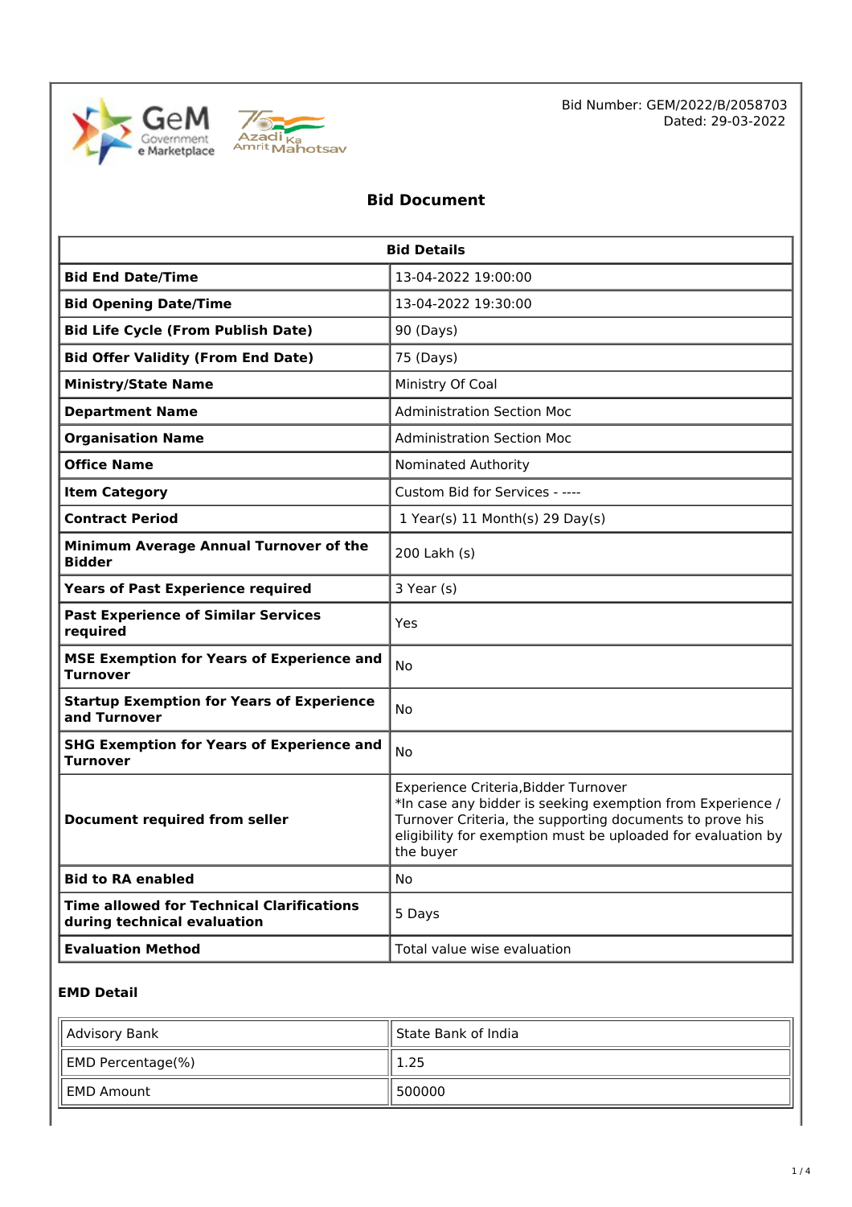Bid Number: GEM/2022/B/2058703
Dated: 29-03-2022

# Bid Document

| Bid Details | |
|---|---|
| **Bid End Date/Time** | 13-04-2022 19:00:00 |
| **Bid Opening Date/Time** | 13-04-2022 19:30:00 |
| **Bid Life Cycle (From Publish Date)** | 90 (Days) |
| **Bid Offer Validity (From End Date)** | 75 (Days) |
| **Ministry/State Name** | Ministry Of Coal |
| **Department Name** | Administration Section Moc |
| **Organisation Name** | Administration Section Moc |
| **Office Name** | Nominated Authority |
| **Item Category** | Custom Bid for Services - ---- |
| **Contract Period** | 1 Year(s) 11 Month(s) 29 Day(s) |
| **Minimum Average Annual Turnover of the Bidder** | 200 Lakh (s) |
| **Years of Past Experience required** | 3 Year (s) |
| **Past Experience of Similar Services required** | Yes |
| **MSE Exemption for Years of Experience and Turnover** | No |
| **Startup Exemption for Years of Experience and Turnover** | No |
| **SHG Exemption for Years of Experience and Turnover** | No |
| **Document required from seller** | Experience Criteria,Bidder Turnover *In case any bidder is seeking exemption from Experience / Turnover Criteria, the supporting documents to prove his eligibility for exemption must be uploaded for evaluation by the buyer |
| **Bid to RA enabled** | No |
| **Time allowed for Technical Clarifications during technical evaluation** | 5 Days |
| **Evaluation Method** | Total value wise evaluation |

### EMD Detail

| | |
|---|---|
| Advisory Bank | State Bank of India |
| EMD Percentage(%) | 1.25 |
| EMD Amount | 500000 |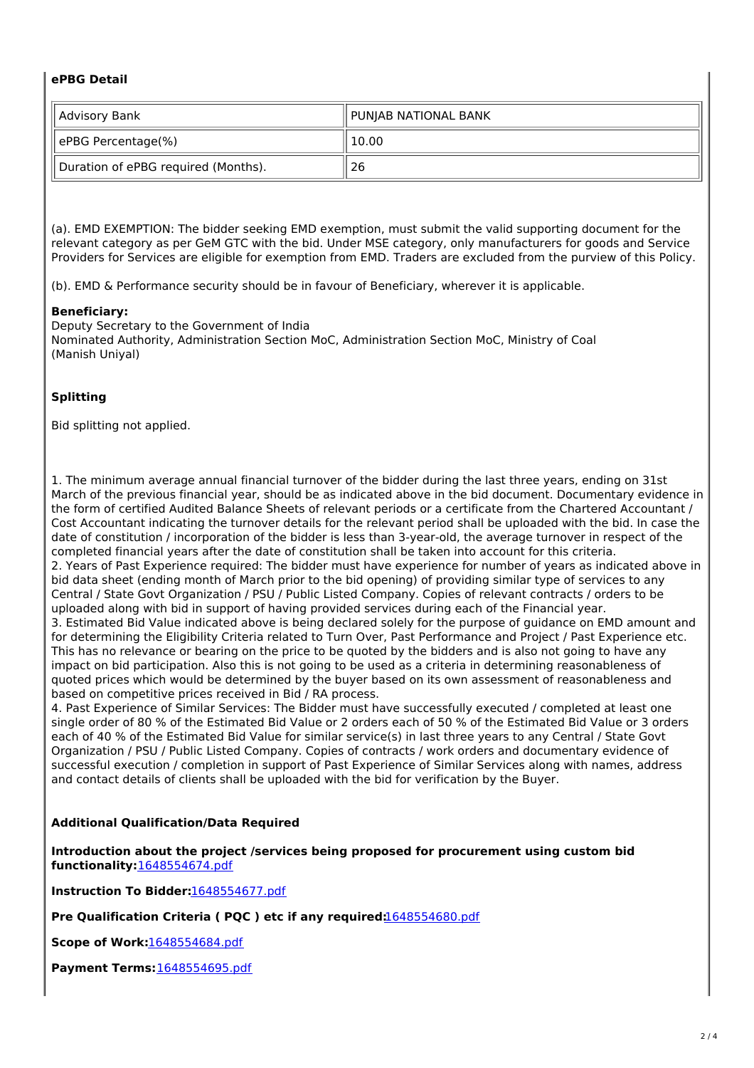### ePBG Detail

| Advisory Bank | PUNJAB NATIONAL BANK |
|---|---|
| ePBG Percentage(%) | 10.00 |
| Duration of ePBG required (Months). | 26 |

(a). EMD EXEMPTION: The bidder seeking EMD exemption, must submit the valid supporting document for the relevant category as per GeM GTC with the bid. Under MSE category, only manufacturers for goods and Service Providers for Services are eligible for exemption from EMD. Traders are excluded from the purview of this Policy.

(b). EMD & Performance security should be in favour of Beneficiary, wherever it is applicable.

**Beneficiary:**
Deputy Secretary to the Government of India
Nominated Authority, Administration Section MoC, Administration Section MoC, Ministry of Coal
(Manish Uniyal)

### Splitting

Bid splitting not applied.

1. The minimum average annual financial turnover of the bidder during the last three years, ending on 31st March of the previous financial year, should be as indicated above in the bid document. Documentary evidence in the form of certified Audited Balance Sheets of relevant periods or a certificate from the Chartered Accountant / Cost Accountant indicating the turnover details for the relevant period shall be uploaded with the bid. In case the date of constitution / incorporation of the bidder is less than 3-year-old, the average turnover in respect of the completed financial years after the date of constitution shall be taken into account for this criteria.
2. Years of Past Experience required: The bidder must have experience for number of years as indicated above in bid data sheet (ending month of March prior to the bid opening) of providing similar type of services to any Central / State Govt Organization / PSU / Public Listed Company. Copies of relevant contracts / orders to be uploaded along with bid in support of having provided services during each of the Financial year.
3. Estimated Bid Value indicated above is being declared solely for the purpose of guidance on EMD amount and for determining the Eligibility Criteria related to Turn Over, Past Performance and Project / Past Experience etc. This has no relevance or bearing on the price to be quoted by the bidders and is also not going to have any impact on bid participation. Also this is not going to be used as a criteria in determining reasonableness of quoted prices which would be determined by the buyer based on its own assessment of reasonableness and based on competitive prices received in Bid / RA process.
4. Past Experience of Similar Services: The Bidder must have successfully executed / completed at least one single order of 80 % of the Estimated Bid Value or 2 orders each of 50 % of the Estimated Bid Value or 3 orders each of 40 % of the Estimated Bid Value for similar service(s) in last three years to any Central / State Govt Organization / PSU / Public Listed Company. Copies of contracts / work orders and documentary evidence of successful execution / completion in support of Past Experience of Similar Services along with names, address and contact details of clients shall be uploaded with the bid for verification by the Buyer.

### Additional Qualification/Data Required

**Introduction about the project /services being proposed for procurement using custom bid functionality:**1648554674.pdf

**Instruction To Bidder:**1648554677.pdf

**Pre Qualification Criteria ( PQC ) etc if any required:**1648554680.pdf

**Scope of Work:**1648554684.pdf

**Payment Terms:**1648554695.pdf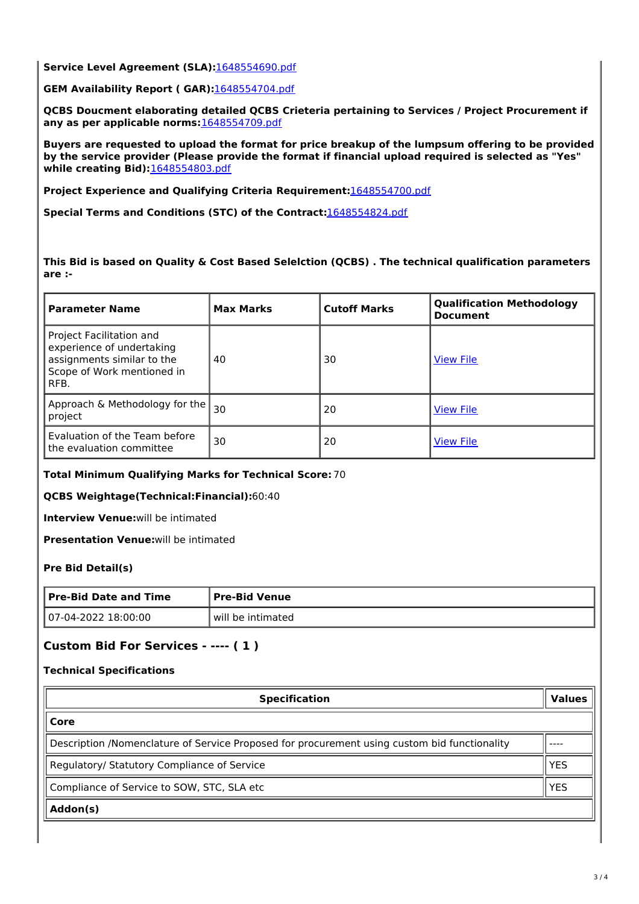**Service Level Agreement (SLA):**1648554690.pdf

**GEM Availability Report ( GAR):**1648554704.pdf

**QCBS Doucment elaborating detailed QCBS Crieteria pertaining to Services / Project Procurement if any as per applicable norms:**1648554709.pdf

**Buyers are requested to upload the format for price breakup of the lumpsum offering to be provided by the service provider (Please provide the format if financial upload required is selected as "Yes" while creating Bid):**1648554803.pdf

**Project Experience and Qualifying Criteria Requirement:**1648554700.pdf

**Special Terms and Conditions (STC) of the Contract:**1648554824.pdf

**This Bid is based on Quality & Cost Based Selelction (QCBS) . The technical qualification parameters are :-**

| Parameter Name | Max Marks | Cutoff Marks | Qualification Methodology Document |
|---|---|---|---|
| Project Facilitation and experience of undertaking assignments similar to the Scope of Work mentioned in RFB. | 40 | 30 | View File |
| Approach & Methodology for the project | 30 | 20 | View File |
| Evaluation of the Team before the evaluation committee | 30 | 20 | View File |

**Total Minimum Qualifying Marks for Technical Score:** 70

**QCBS Weightage(Technical:Financial):**60:40

**Interview Venue:**will be intimated

**Presentation Venue:**will be intimated

**Pre Bid Detail(s)**

| Pre-Bid Date and Time | Pre-Bid Venue |
|---|---|
| 07-04-2022 18:00:00 | will be intimated |

## Custom Bid For Services - ---- ( 1 )

**Technical Specifications**

| Specification | Values |
|---|---|
| **Core** | |
| Description /Nomenclature of Service Proposed for procurement using custom bid functionality | ---- |
| Regulatory/ Statutory Compliance of Service | YES |
| Compliance of Service to SOW, STC, SLA etc | YES |
| **Addon(s)** | |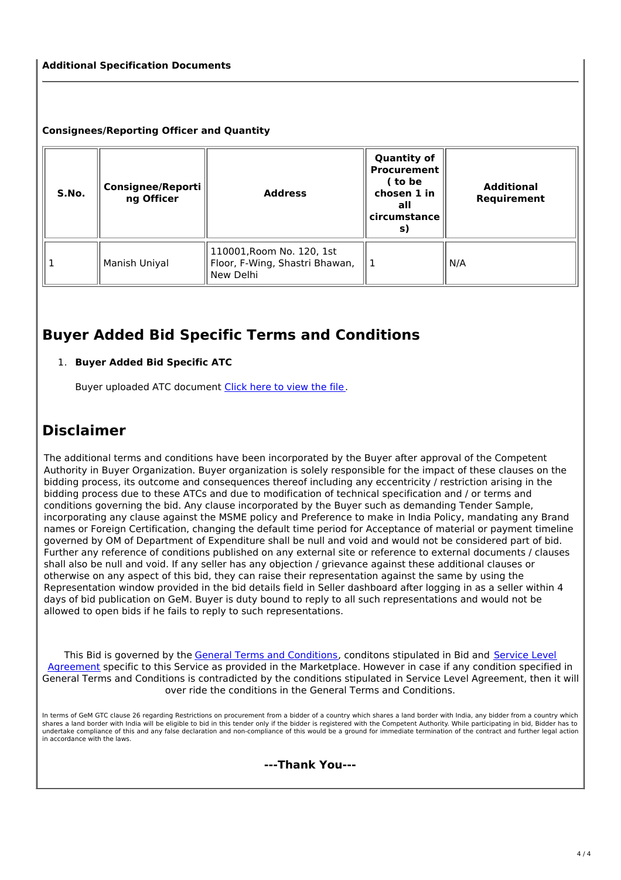**Additional Specification Documents**

**Consignees/Reporting Officer and Quantity**

| S.No. | Consignee/Reporting Officer | Address | Quantity of Procurement ( to be chosen 1 in all circumstances) | Additional Requirement |
|---|---|---|---|---|
| 1 | Manish Uniyal | 110001,Room No. 120, 1st Floor, F-Wing, Shastri Bhawan, New Delhi | 1 | N/A |

# Buyer Added Bid Specific Terms and Conditions

1. **Buyer Added Bid Specific ATC**

   Buyer uploaded ATC document Click here to view the file.

# Disclaimer

The additional terms and conditions have been incorporated by the Buyer after approval of the Competent Authority in Buyer Organization. Buyer organization is solely responsible for the impact of these clauses on the bidding process, its outcome and consequences thereof including any eccentricity / restriction arising in the bidding process due to these ATCs and due to modification of technical specification and / or terms and conditions governing the bid. Any clause incorporated by the Buyer such as demanding Tender Sample, incorporating any clause against the MSME policy and Preference to make in India Policy, mandating any Brand names or Foreign Certification, changing the default time period for Acceptance of material or payment timeline governed by OM of Department of Expenditure shall be null and void and would not be considered part of bid. Further any reference of conditions published on any external site or reference to external documents / clauses shall also be null and void. If any seller has any objection / grievance against these additional clauses or otherwise on any aspect of this bid, they can raise their representation against the same by using the Representation window provided in the bid details field in Seller dashboard after logging in as a seller within 4 days of bid publication on GeM. Buyer is duty bound to reply to all such representations and would not be allowed to open bids if he fails to reply to such representations.

This Bid is governed by the General Terms and Conditions, conditons stipulated in Bid and Service Level Agreement specific to this Service as provided in the Marketplace. However in case if any condition specified in General Terms and Conditions is contradicted by the conditions stipulated in Service Level Agreement, then it will over ride the conditions in the General Terms and Conditions.

In terms of GeM GTC clause 26 regarding Restrictions on procurement from a bidder of a country which shares a land border with India, any bidder from a country which shares a land border with India will be eligible to bid in this tender only if the bidder is registered with the Competent Authority. While participating in bid, Bidder has to undertake compliance of this and any false declaration and non-compliance of this would be a ground for immediate termination of the contract and further legal action in accordance with the laws.

**---Thank You---**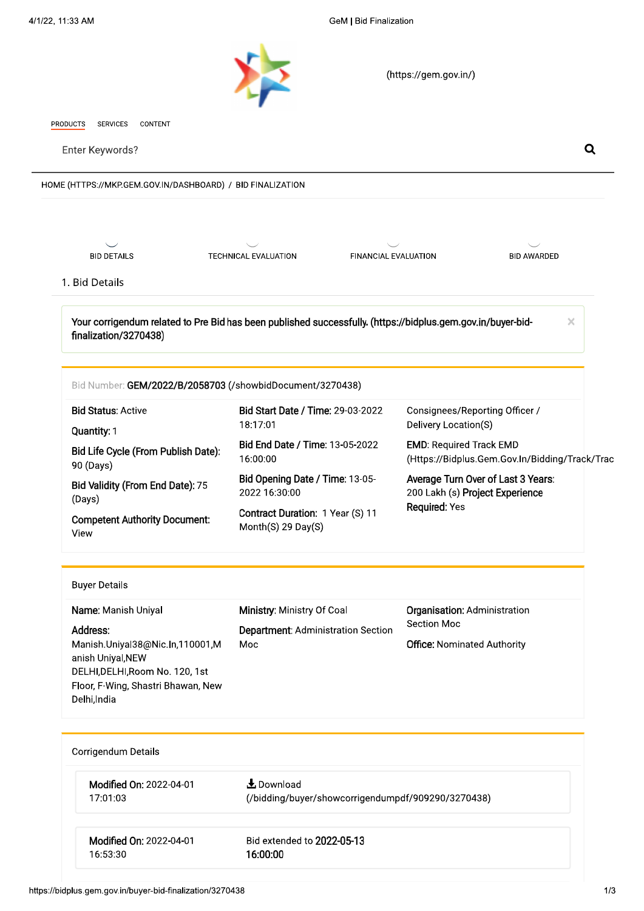(https://gem.gov.in/)

PRODUCTS SERVICES CONTENT

Enter Keywords?

HOME (HTTPS://MKP.GEM.GOV.IN/DASHBOARD) / BID FINALIZATION

BID DETAILS TECHNICAL EVALUATION FINANCIAL EVALUATION BID AWARDED

## 1. Bid Details

**Your corrigendum related to Pre Bid has been published successfully. (https://bidplus.gem.gov.in/buyer-bid-finalization/3270438)**

Bid Number: **GEM/2022/B/2058703** (/showbidDocument/3270438)

**Bid Status:** Active

**Quantity:** 1

**Bid Life Cycle (From Publish Date):** 90 (Days)

**Bid Validity (From End Date):** 75 (Days)

**Competent Authority Document:** View

**Bid Start Date / Time:** 29-03-2022 18:17:01

**Bid End Date / Time:** 13-05-2022 16:00:00

**Bid Opening Date / Time:** 13-05-2022 16:30:00

**Contract Duration:** 1 Year (S) 11 Month(S) 29 Day(S)

Consignees/Reporting Officer / Delivery Location(S)

**EMD:** Required Track EMD (Https://Bidplus.Gem.Gov.In/Bidding/Track/Trac

**Average Turn Over of Last 3 Years:** 200 Lakh (s) **Project Experience Required:** Yes

### Buyer Details

**Name:** Manish Uniyal

**Address:** Manish.Uniyal38@Nic.In,110001,Manish Uniyal,NEW DELHI,DELHI,Room No. 120, 1st Floor, F-Wing, Shastri Bhawan, New Delhi,India

**Ministry:** Ministry Of Coal

**Department:** Administration Section Moc

**Organisation:** Administration Section Moc

**Office:** Nominated Authority

### Corrigendum Details

**Modified On:** 2022-04-01 17:01:03 — Download (/bidding/buyer/showcorrigendumpdf/909290/3270438)

**Modified On:** 2022-04-01 16:53:30 — Bid extended to **2022-05-13 16:00:00**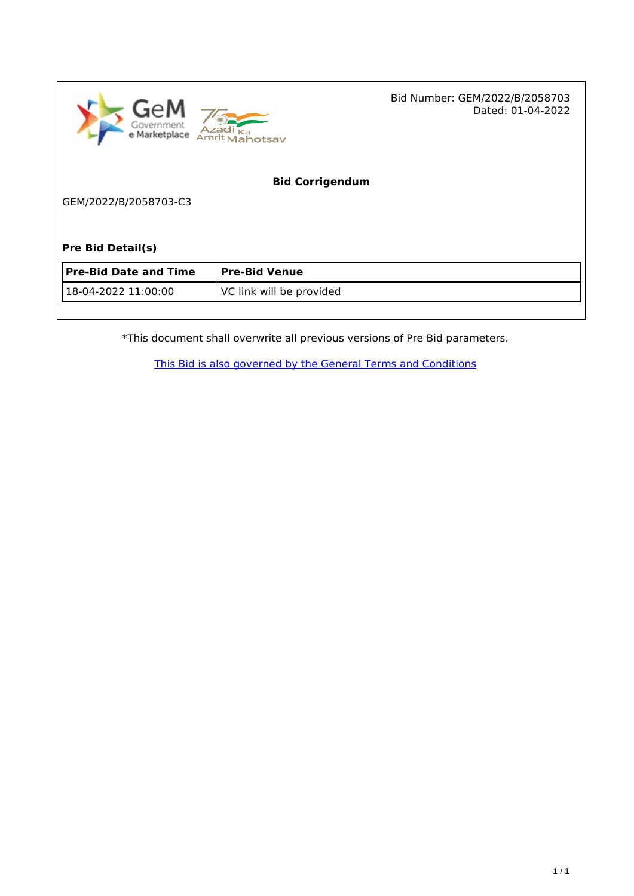Bid Number: GEM/2022/B/2058703
Dated: 01-04-2022

## Bid Corrigendum

GEM/2022/B/2058703-C3

**Pre Bid Detail(s)**

| Pre-Bid Date and Time | Pre-Bid Venue |
|---|---|
| 18-04-2022 11:00:00 | VC link will be provided |

*This document shall overwrite all previous versions of Pre Bid parameters.

This Bid is also governed by the General Terms and Conditions